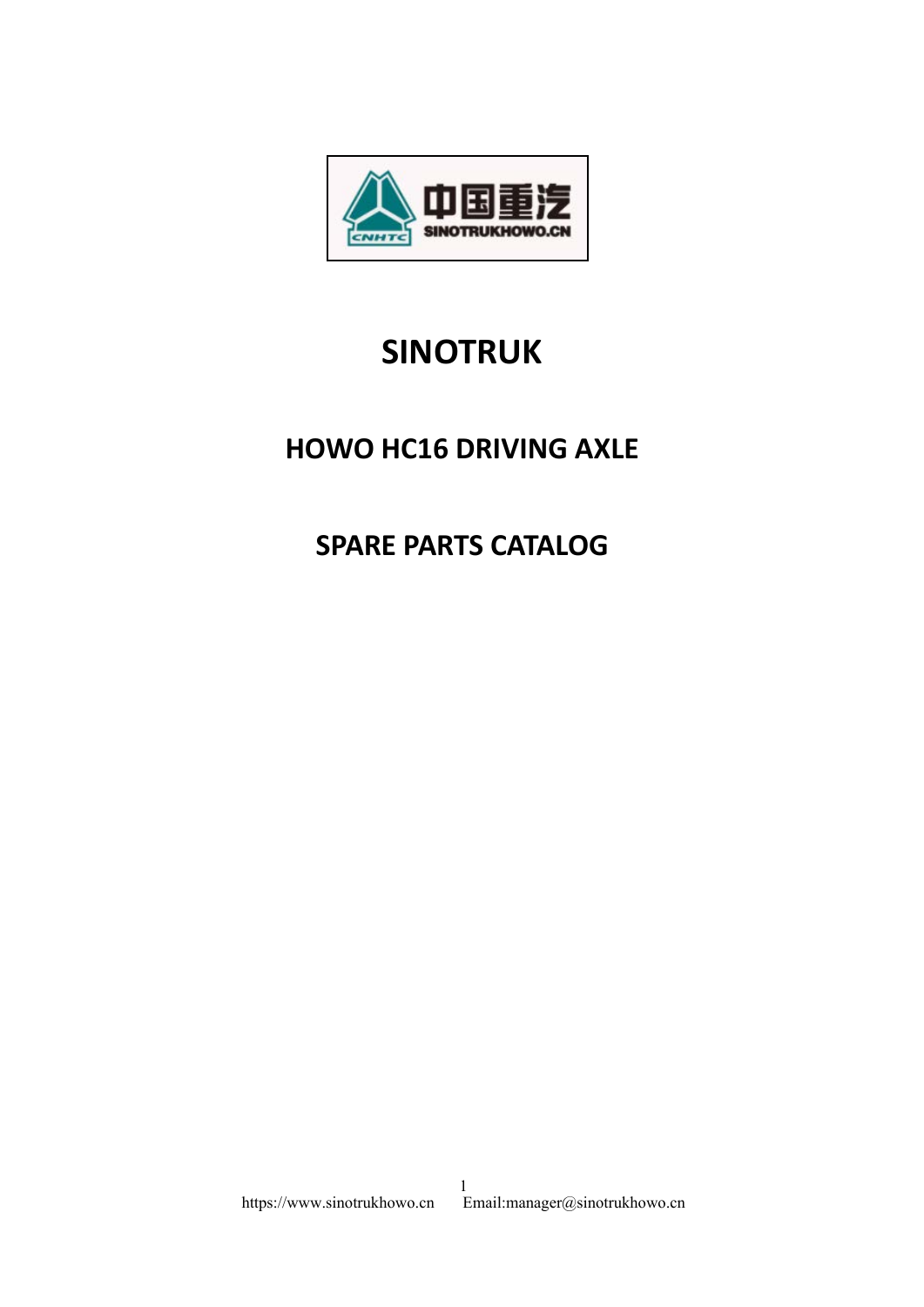# SINOTRUK

## HOWO HC16 DRIVING AXLE

## SPARE PARTS CATALOG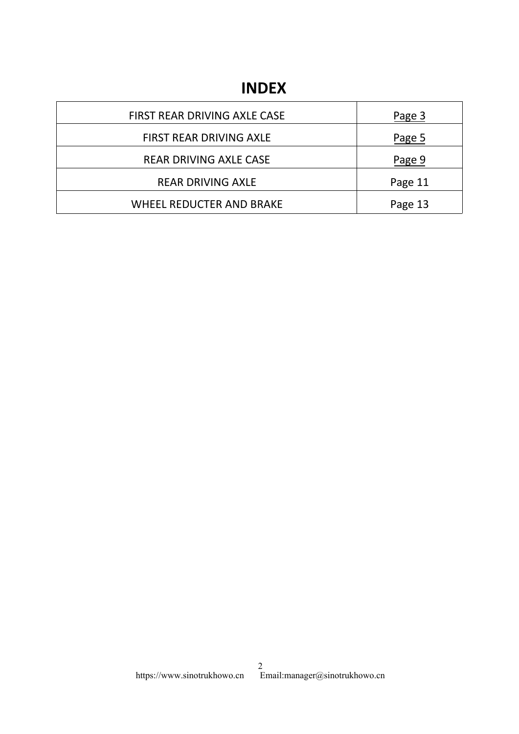# INDEX

| | |
|---|---|
| FIRST REAR DRIVING AXLE CASE | Page 3 |
| FIRST REAR DRIVING AXLE | Page 5 |
| REAR DRIVING AXLE CASE | Page 9 |
| REAR DRIVING AXLE | Page 11 |
| WHEEL REDUCTER AND BRAKE | Page 13 |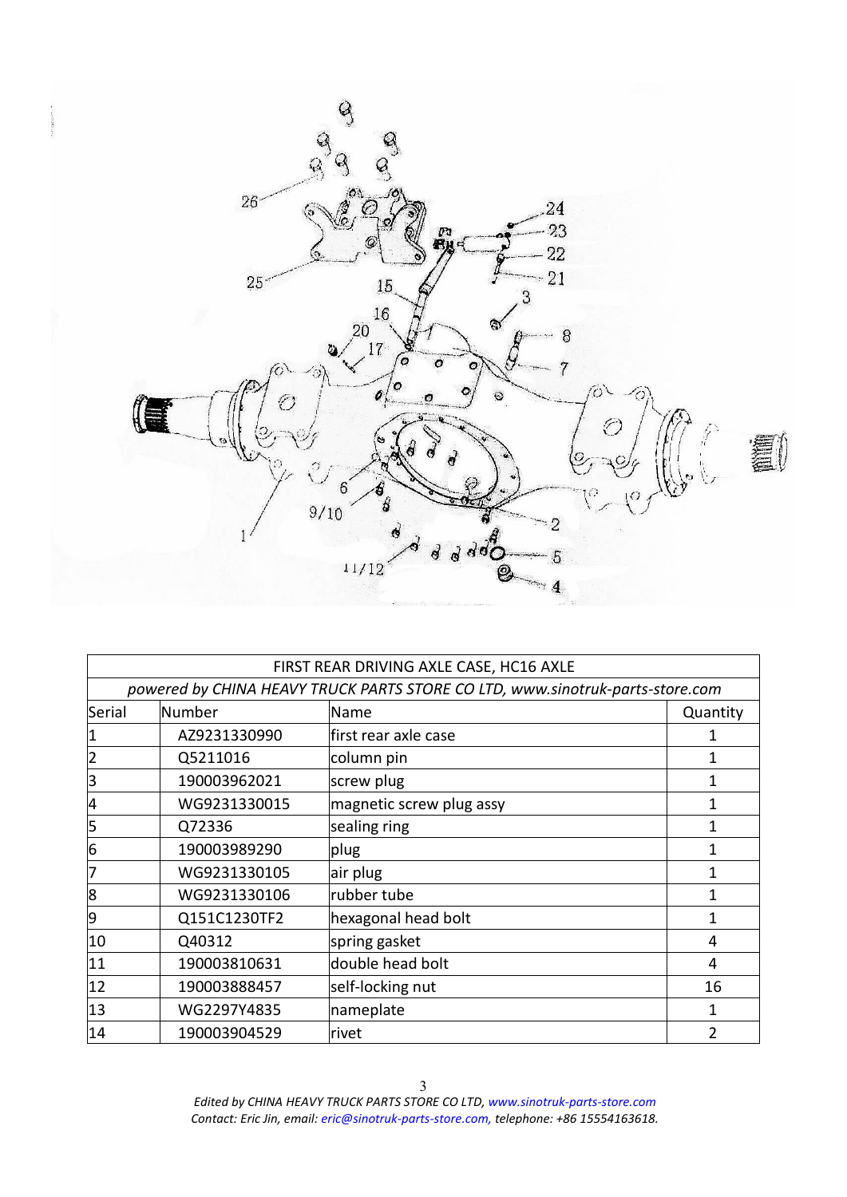| FIRST REAR DRIVING AXLE CASE, HC16 AXLE | | | |
|---|---|---|---|
| *powered by CHINA HEAVY TRUCK PARTS STORE CO LTD, www.sinotruk-parts-store.com* | | | |
| Serial | Number | Name | Quantity |
| 1 | AZ9231330990 | first rear axle case | 1 |
| 2 | Q5211016 | column pin | 1 |
| 3 | 190003962021 | screw plug | 1 |
| 4 | WG9231330015 | magnetic screw plug assy | 1 |
| 5 | Q72336 | sealing ring | 1 |
| 6 | 190003989290 | plug | 1 |
| 7 | WG9231330105 | air plug | 1 |
| 8 | WG9231330106 | rubber tube | 1 |
| 9 | Q151C1230TF2 | hexagonal head bolt | 1 |
| 10 | Q40312 | spring gasket | 4 |
| 11 | 190003810631 | double head bolt | 4 |
| 12 | 190003888457 | self-locking nut | 16 |
| 13 | WG2297Y4835 | nameplate | 1 |
| 14 | 190003904529 | rivet | 2 |

*Edited by CHINA HEAVY TRUCK PARTS STORE CO LTD, www.sinotruk-parts-store.com*
*Contact: Eric Jin, email: eric@sinotruk-parts-store.com, telephone: +86 15554163618.*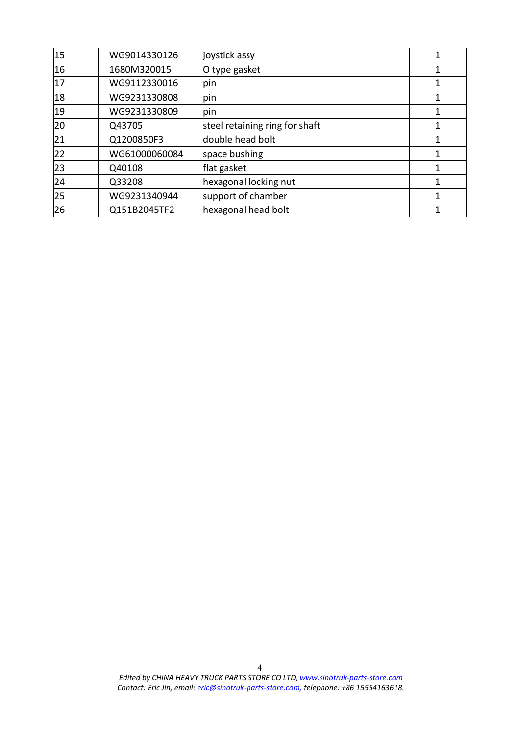| 15 | WG9014330126 | joystick assy | 1 |
|---|---|---|---|
| 16 | 1680M320015 | O type gasket | 1 |
| 17 | WG9112330016 | pin | 1 |
| 18 | WG9231330808 | pin | 1 |
| 19 | WG9231330809 | pin | 1 |
| 20 | Q43705 | steel retaining ring for shaft | 1 |
| 21 | Q1200850F3 | double head bolt | 1 |
| 22 | WG61000060084 | space bushing | 1 |
| 23 | Q40108 | flat gasket | 1 |
| 24 | Q33208 | hexagonal locking nut | 1 |
| 25 | WG9231340944 | support of chamber | 1 |
| 26 | Q151B2045TF2 | hexagonal head bolt | 1 |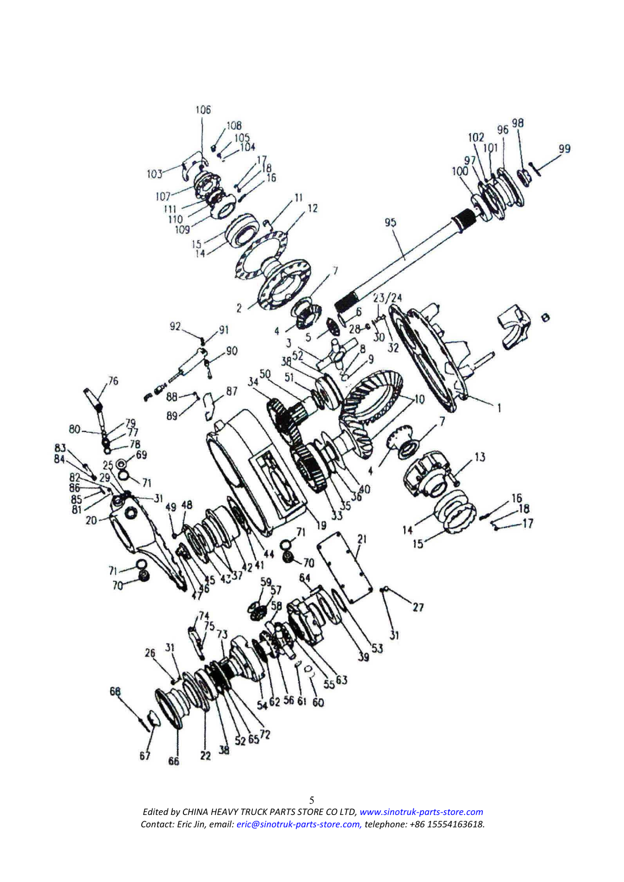*Edited by CHINA HEAVY TRUCK PARTS STORE CO LTD, www.sinotruk-parts-store.com*
*Contact: Eric Jin, email: eric@sinotruk-parts-store.com, telephone: +86 15554163618.*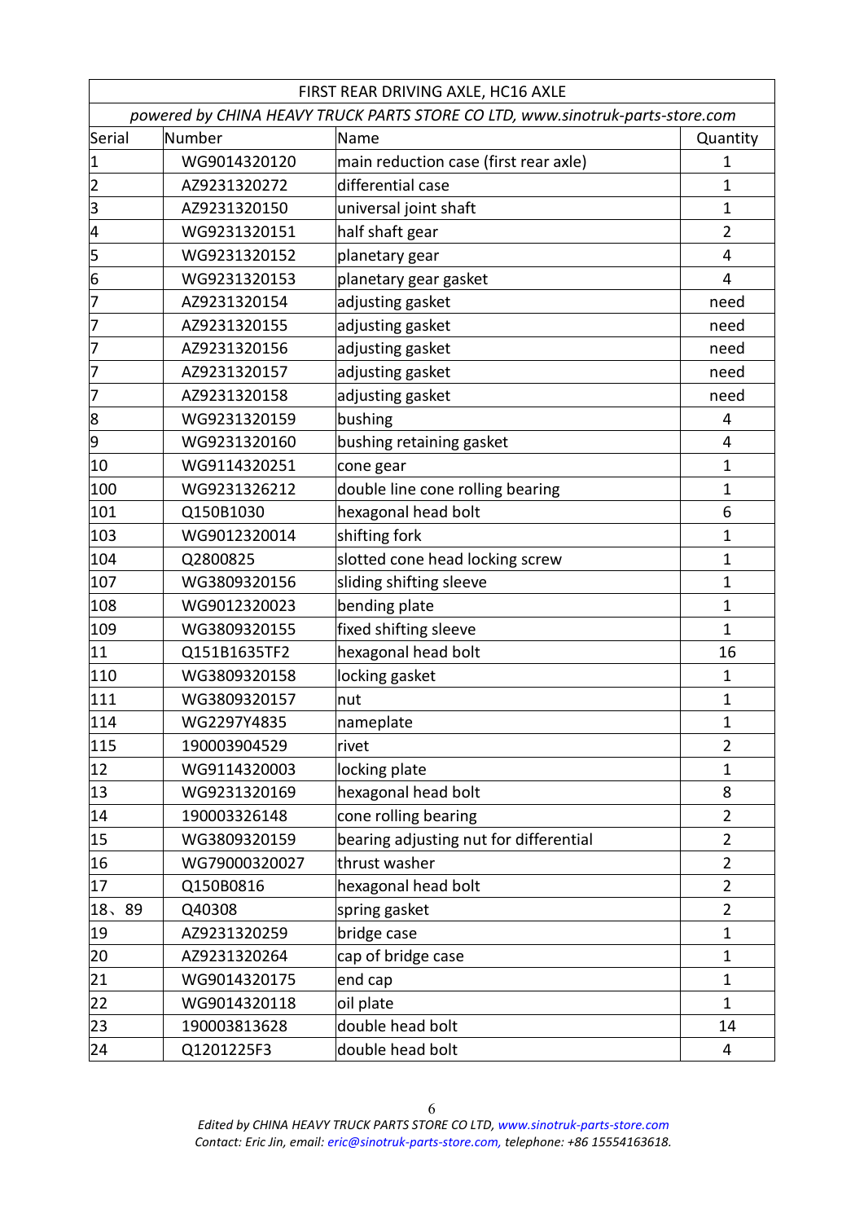| FIRST REAR DRIVING AXLE, HC16 AXLE | | | |
|---|---|---|---|
| *powered by CHINA HEAVY TRUCK PARTS STORE CO LTD, www.sinotruk-parts-store.com* | | | |
| Serial | Number | Name | Quantity |
| 1 | WG9014320120 | main reduction case (first rear axle) | 1 |
| 2 | AZ9231320272 | differential case | 1 |
| 3 | AZ9231320150 | universal joint shaft | 1 |
| 4 | WG9231320151 | half shaft gear | 2 |
| 5 | WG9231320152 | planetary gear | 4 |
| 6 | WG9231320153 | planetary gear gasket | 4 |
| 7 | AZ9231320154 | adjusting gasket | need |
| 7 | AZ9231320155 | adjusting gasket | need |
| 7 | AZ9231320156 | adjusting gasket | need |
| 7 | AZ9231320157 | adjusting gasket | need |
| 7 | AZ9231320158 | adjusting gasket | need |
| 8 | WG9231320159 | bushing | 4 |
| 9 | WG9231320160 | bushing retaining gasket | 4 |
| 10 | WG9114320251 | cone gear | 1 |
| 100 | WG9231326212 | double line cone rolling bearing | 1 |
| 101 | Q150B1030 | hexagonal head bolt | 6 |
| 103 | WG9012320014 | shifting fork | 1 |
| 104 | Q2800825 | slotted cone head locking screw | 1 |
| 107 | WG3809320156 | sliding shifting sleeve | 1 |
| 108 | WG9012320023 | bending plate | 1 |
| 109 | WG3809320155 | fixed shifting sleeve | 1 |
| 11 | Q151B1635TF2 | hexagonal head bolt | 16 |
| 110 | WG3809320158 | locking gasket | 1 |
| 111 | WG3809320157 | nut | 1 |
| 114 | WG2297Y4835 | nameplate | 1 |
| 115 | 190003904529 | rivet | 2 |
| 12 | WG9114320003 | locking plate | 1 |
| 13 | WG9231320169 | hexagonal head bolt | 8 |
| 14 | 190003326148 | cone rolling bearing | 2 |
| 15 | WG3809320159 | bearing adjusting nut for differential | 2 |
| 16 | WG79000320027 | thrust washer | 2 |
| 17 | Q150B0816 | hexagonal head bolt | 2 |
| 18、89 | Q40308 | spring gasket | 2 |
| 19 | AZ9231320259 | bridge case | 1 |
| 20 | AZ9231320264 | cap of bridge case | 1 |
| 21 | WG9014320175 | end cap | 1 |
| 22 | WG9014320118 | oil plate | 1 |
| 23 | 190003813628 | double head bolt | 14 |
| 24 | Q1201225F3 | double head bolt | 4 |

*Edited by CHINA HEAVY TRUCK PARTS STORE CO LTD, www.sinotruk-parts-store.com*
*Contact: Eric Jin, email: eric@sinotruk-parts-store.com, telephone: +86 15554163618.*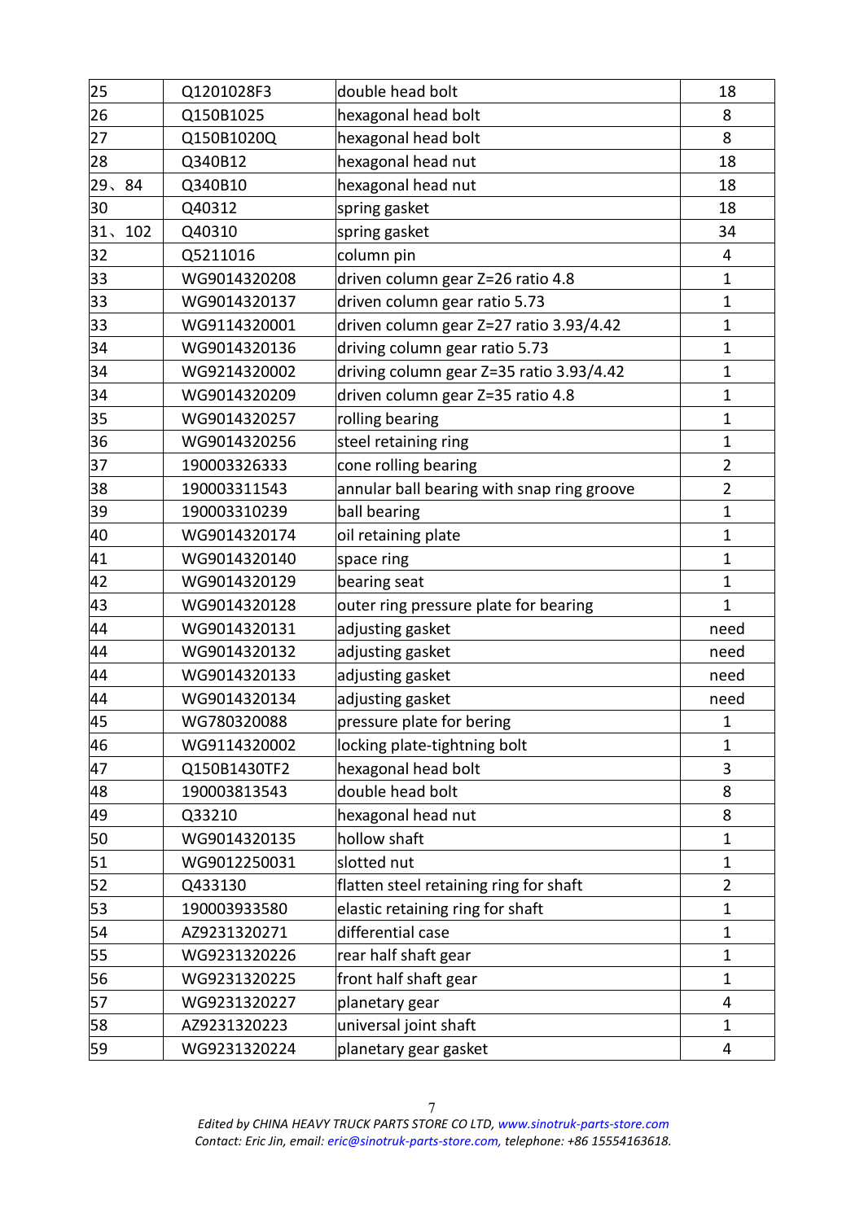| 25 | Q1201028F3 | double head bolt | 18 |
|---|---|---|---|
| 26 | Q150B1025 | hexagonal head bolt | 8 |
| 27 | Q150B1020Q | hexagonal head bolt | 8 |
| 28 | Q340B12 | hexagonal head nut | 18 |
| 29、84 | Q340B10 | hexagonal head nut | 18 |
| 30 | Q40312 | spring gasket | 18 |
| 31、102 | Q40310 | spring gasket | 34 |
| 32 | Q5211016 | column pin | 4 |
| 33 | WG9014320208 | driven column gear Z=26 ratio 4.8 | 1 |
| 33 | WG9014320137 | driven column gear ratio 5.73 | 1 |
| 33 | WG9114320001 | driven column gear Z=27 ratio 3.93/4.42 | 1 |
| 34 | WG9014320136 | driving column gear ratio 5.73 | 1 |
| 34 | WG9214320002 | driving column gear Z=35 ratio 3.93/4.42 | 1 |
| 34 | WG9014320209 | driven column gear Z=35 ratio 4.8 | 1 |
| 35 | WG9014320257 | rolling bearing | 1 |
| 36 | WG9014320256 | steel retaining ring | 1 |
| 37 | 190003326333 | cone rolling bearing | 2 |
| 38 | 190003311543 | annular ball bearing with snap ring groove | 2 |
| 39 | 190003310239 | ball bearing | 1 |
| 40 | WG9014320174 | oil retaining plate | 1 |
| 41 | WG9014320140 | space ring | 1 |
| 42 | WG9014320129 | bearing seat | 1 |
| 43 | WG9014320128 | outer ring pressure plate for bearing | 1 |
| 44 | WG9014320131 | adjusting gasket | need |
| 44 | WG9014320132 | adjusting gasket | need |
| 44 | WG9014320133 | adjusting gasket | need |
| 44 | WG9014320134 | adjusting gasket | need |
| 45 | WG780320088 | pressure plate for bering | 1 |
| 46 | WG9114320002 | locking plate-tightning bolt | 1 |
| 47 | Q150B1430TF2 | hexagonal head bolt | 3 |
| 48 | 190003813543 | double head bolt | 8 |
| 49 | Q33210 | hexagonal head nut | 8 |
| 50 | WG9014320135 | hollow shaft | 1 |
| 51 | WG9012250031 | slotted nut | 1 |
| 52 | Q433130 | flatten steel retaining ring for shaft | 2 |
| 53 | 190003933580 | elastic retaining ring for shaft | 1 |
| 54 | AZ9231320271 | differential case | 1 |
| 55 | WG9231320226 | rear half shaft gear | 1 |
| 56 | WG9231320225 | front half shaft gear | 1 |
| 57 | WG9231320227 | planetary gear | 4 |
| 58 | AZ9231320223 | universal joint shaft | 1 |
| 59 | WG9231320224 | planetary gear gasket | 4 |

*Edited by CHINA HEAVY TRUCK PARTS STORE CO LTD, www.sinotruk-parts-store.com*
*Contact: Eric Jin, email: eric@sinotruk-parts-store.com, telephone: +86 15554163618.*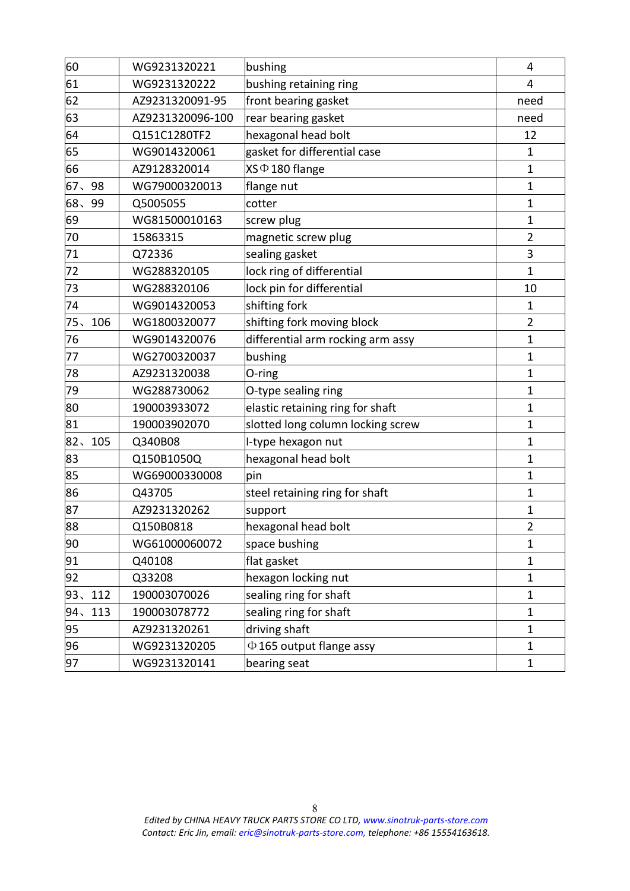| 60 | WG9231320221 | bushing | 4 |
|---|---|---|---|
| 61 | WG9231320222 | bushing retaining ring | 4 |
| 62 | AZ9231320091-95 | front bearing gasket | need |
| 63 | AZ9231320096-100 | rear bearing gasket | need |
| 64 | Q151C1280TF2 | hexagonal head bolt | 12 |
| 65 | WG9014320061 | gasket for differential case | 1 |
| 66 | AZ9128320014 | XSΦ180 flange | 1 |
| 67、98 | WG79000320013 | flange nut | 1 |
| 68、99 | Q5005055 | cotter | 1 |
| 69 | WG81500010163 | screw plug | 1 |
| 70 | 15863315 | magnetic screw plug | 2 |
| 71 | Q72336 | sealing gasket | 3 |
| 72 | WG288320105 | lock ring of differential | 1 |
| 73 | WG288320106 | lock pin for differential | 10 |
| 74 | WG9014320053 | shifting fork | 1 |
| 75、106 | WG1800320077 | shifting fork moving block | 2 |
| 76 | WG9014320076 | differential arm rocking arm assy | 1 |
| 77 | WG2700320037 | bushing | 1 |
| 78 | AZ9231320038 | O-ring | 1 |
| 79 | WG288730062 | O-type sealing ring | 1 |
| 80 | 190003933072 | elastic retaining ring for shaft | 1 |
| 81 | 190003902070 | slotted long column locking screw | 1 |
| 82、105 | Q340B08 | I-type hexagon nut | 1 |
| 83 | Q150B1050Q | hexagonal head bolt | 1 |
| 85 | WG69000330008 | pin | 1 |
| 86 | Q43705 | steel retaining ring for shaft | 1 |
| 87 | AZ9231320262 | support | 1 |
| 88 | Q150B0818 | hexagonal head bolt | 2 |
| 90 | WG61000060072 | space bushing | 1 |
| 91 | Q40108 | flat gasket | 1 |
| 92 | Q33208 | hexagon locking nut | 1 |
| 93、112 | 190003070026 | sealing ring for shaft | 1 |
| 94、113 | 190003078772 | sealing ring for shaft | 1 |
| 95 | AZ9231320261 | driving shaft | 1 |
| 96 | WG9231320205 | Φ165 output flange assy | 1 |
| 97 | WG9231320141 | bearing seat | 1 |

*Edited by CHINA HEAVY TRUCK PARTS STORE CO LTD, www.sinotruk-parts-store.com*
*Contact: Eric Jin, email: eric@sinotruk-parts-store.com, telephone: +86 15554163618.*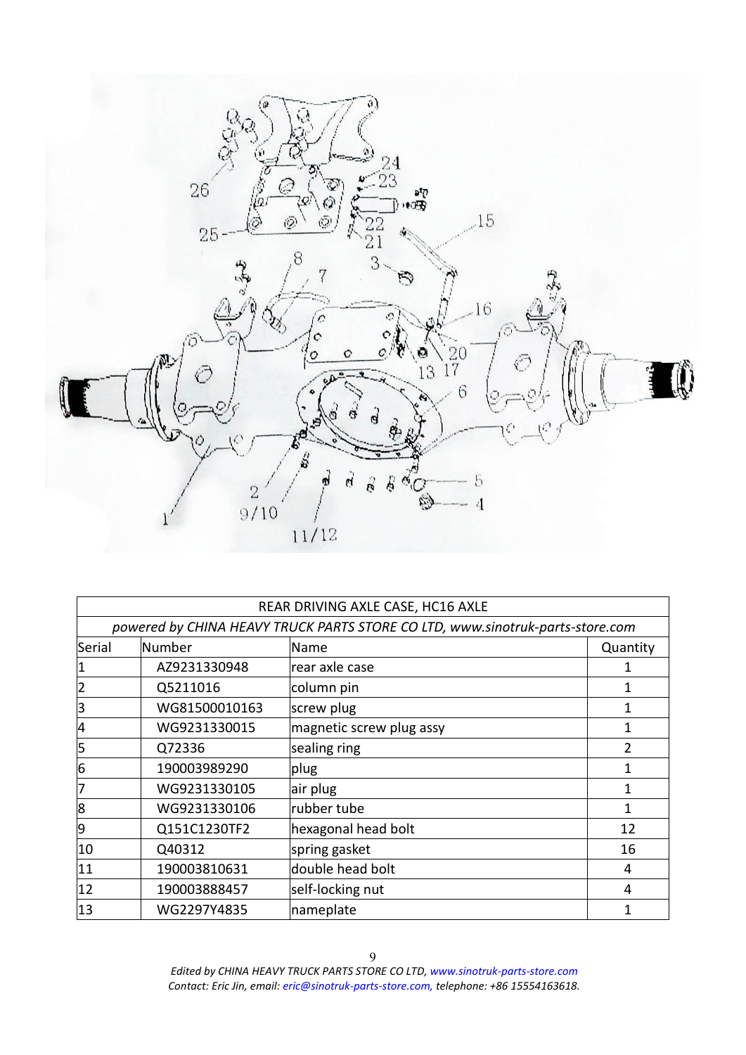| REAR DRIVING AXLE CASE, HC16 AXLE | | | |
|---|---|---|---|
| *powered by CHINA HEAVY TRUCK PARTS STORE CO LTD, www.sinotruk-parts-store.com* | | | |
| Serial | Number | Name | Quantity |
| 1 | AZ9231330948 | rear axle case | 1 |
| 2 | Q5211016 | column pin | 1 |
| 3 | WG81500010163 | screw plug | 1 |
| 4 | WG9231330015 | magnetic screw plug assy | 1 |
| 5 | Q72336 | sealing ring | 2 |
| 6 | 190003989290 | plug | 1 |
| 7 | WG9231330105 | air plug | 1 |
| 8 | WG9231330106 | rubber tube | 1 |
| 9 | Q151C1230TF2 | hexagonal head bolt | 12 |
| 10 | Q40312 | spring gasket | 16 |
| 11 | 190003810631 | double head bolt | 4 |
| 12 | 190003888457 | self-locking nut | 4 |
| 13 | WG2297Y4835 | nameplate | 1 |

*Edited by CHINA HEAVY TRUCK PARTS STORE CO LTD, www.sinotruk-parts-store.com*
*Contact: Eric Jin, email: eric@sinotruk-parts-store.com, telephone: +86 15554163618.*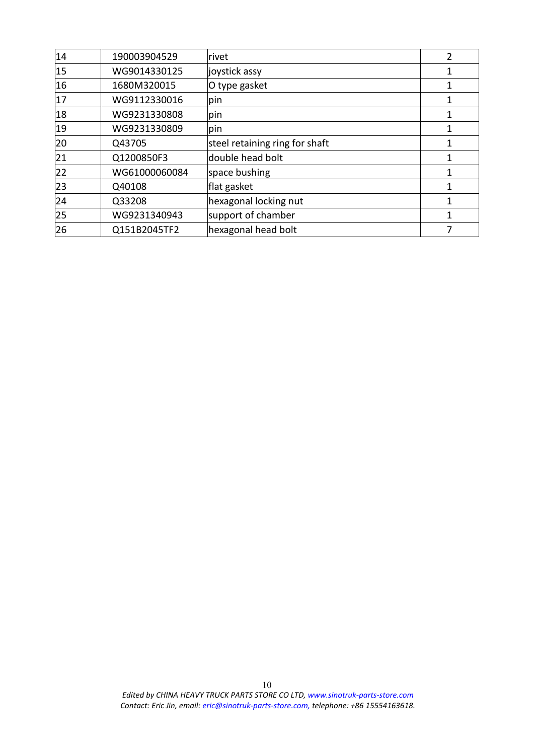| 14 | 190003904529 | rivet | 2 |
|---|---|---|---|
| 15 | WG9014330125 | joystick assy | 1 |
| 16 | 1680M320015 | O type gasket | 1 |
| 17 | WG9112330016 | pin | 1 |
| 18 | WG9231330808 | pin | 1 |
| 19 | WG9231330809 | pin | 1 |
| 20 | Q43705 | steel retaining ring for shaft | 1 |
| 21 | Q1200850F3 | double head bolt | 1 |
| 22 | WG61000060084 | space bushing | 1 |
| 23 | Q40108 | flat gasket | 1 |
| 24 | Q33208 | hexagonal locking nut | 1 |
| 25 | WG9231340943 | support of chamber | 1 |
| 26 | Q151B2045TF2 | hexagonal head bolt | 7 |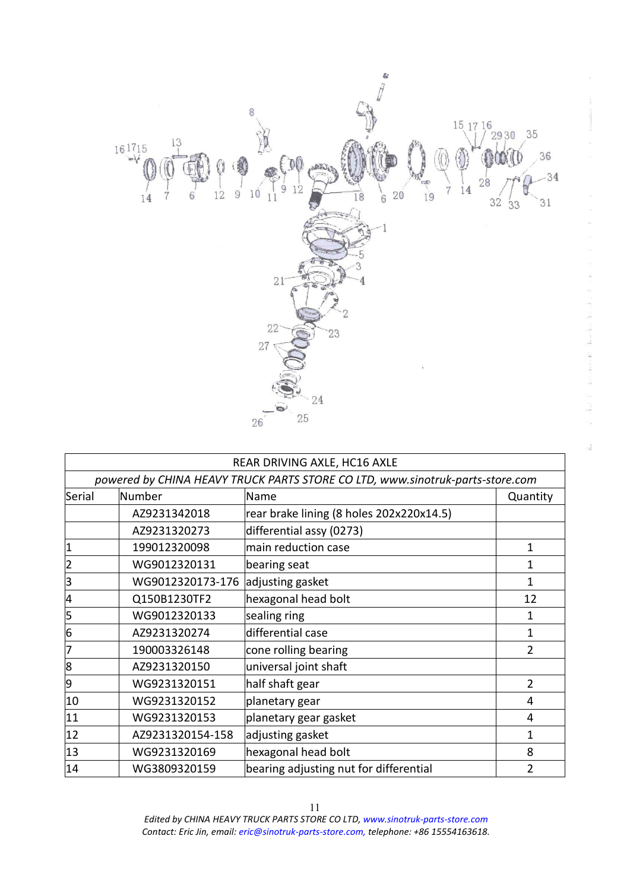| REAR DRIVING AXLE, HC16 AXLE | | | |
|---|---|---|---|
| *powered by CHINA HEAVY TRUCK PARTS STORE CO LTD, www.sinotruk-parts-store.com* | | | |
| Serial | Number | Name | Quantity |
| | AZ9231342018 | rear brake lining (8 holes 202x220x14.5) | |
| | AZ9231320273 | differential assy (0273) | |
| 1 | 199012320098 | main reduction case | 1 |
| 2 | WG9012320131 | bearing seat | 1 |
| 3 | WG9012320173-176 | adjusting gasket | 1 |
| 4 | Q150B1230TF2 | hexagonal head bolt | 12 |
| 5 | WG9012320133 | sealing ring | 1 |
| 6 | AZ9231320274 | differential case | 1 |
| 7 | 190003326148 | cone rolling bearing | 2 |
| 8 | AZ9231320150 | universal joint shaft | |
| 9 | WG9231320151 | half shaft gear | 2 |
| 10 | WG9231320152 | planetary gear | 4 |
| 11 | WG9231320153 | planetary gear gasket | 4 |
| 12 | AZ9231320154-158 | adjusting gasket | 1 |
| 13 | WG9231320169 | hexagonal head bolt | 8 |
| 14 | WG3809320159 | bearing adjusting nut for differential | 2 |

*Edited by CHINA HEAVY TRUCK PARTS STORE CO LTD, www.sinotruk-parts-store.com*
*Contact: Eric Jin, email: eric@sinotruk-parts-store.com, telephone: +86 15554163618.*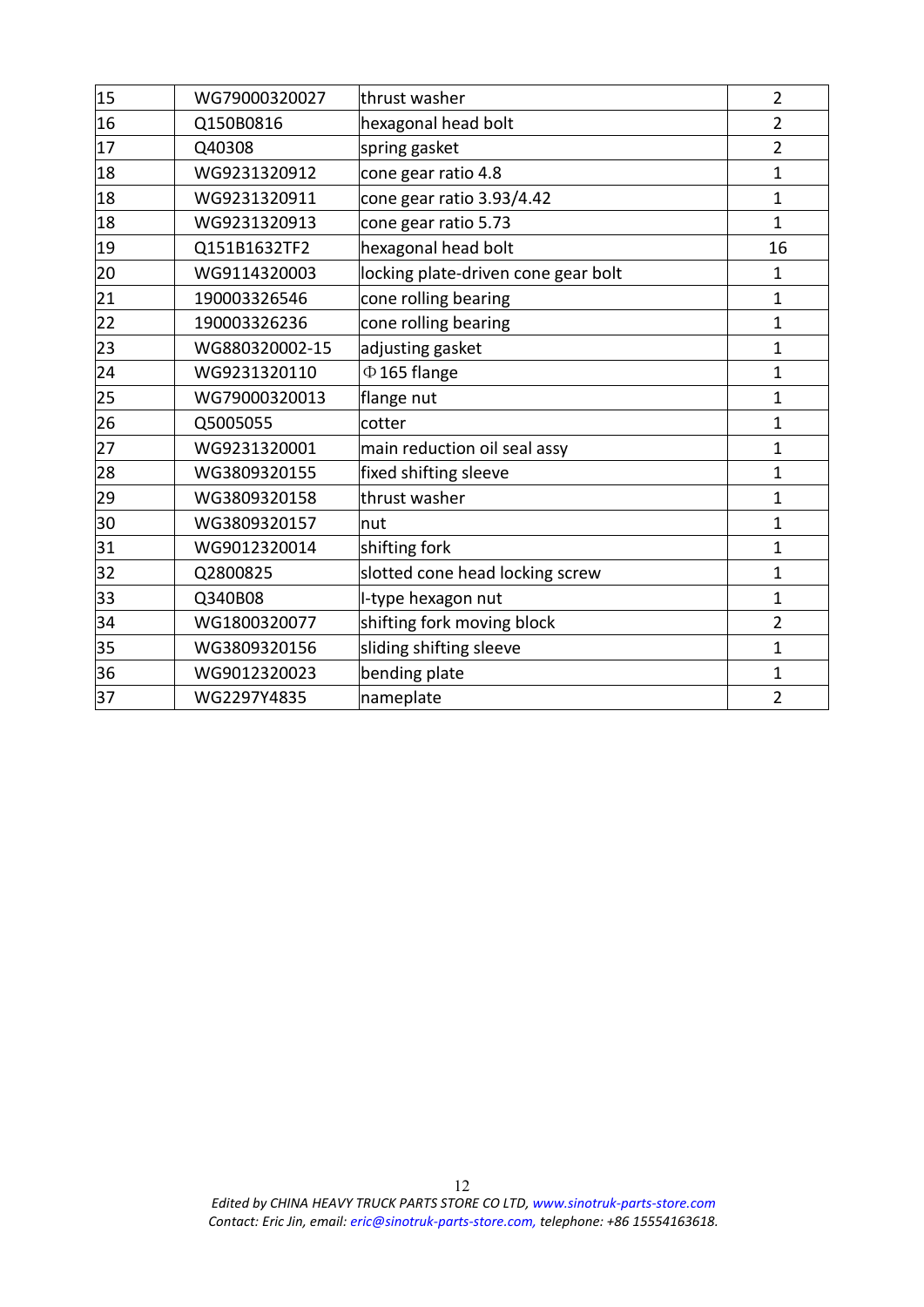| 15 | WG79000320027 | thrust washer | 2 |
|---|---|---|---|
| 16 | Q150B0816 | hexagonal head bolt | 2 |
| 17 | Q40308 | spring gasket | 2 |
| 18 | WG9231320912 | cone gear ratio 4.8 | 1 |
| 18 | WG9231320911 | cone gear ratio 3.93/4.42 | 1 |
| 18 | WG9231320913 | cone gear ratio 5.73 | 1 |
| 19 | Q151B1632TF2 | hexagonal head bolt | 16 |
| 20 | WG9114320003 | locking plate-driven cone gear bolt | 1 |
| 21 | 190003326546 | cone rolling bearing | 1 |
| 22 | 190003326236 | cone rolling bearing | 1 |
| 23 | WG880320002-15 | adjusting gasket | 1 |
| 24 | WG9231320110 | Φ165 flange | 1 |
| 25 | WG79000320013 | flange nut | 1 |
| 26 | Q5005055 | cotter | 1 |
| 27 | WG9231320001 | main reduction oil seal assy | 1 |
| 28 | WG3809320155 | fixed shifting sleeve | 1 |
| 29 | WG3809320158 | thrust washer | 1 |
| 30 | WG3809320157 | nut | 1 |
| 31 | WG9012320014 | shifting fork | 1 |
| 32 | Q2800825 | slotted cone head locking screw | 1 |
| 33 | Q340B08 | I-type hexagon nut | 1 |
| 34 | WG1800320077 | shifting fork moving block | 2 |
| 35 | WG3809320156 | sliding shifting sleeve | 1 |
| 36 | WG9012320023 | bending plate | 1 |
| 37 | WG2297Y4835 | nameplate | 2 |

*Edited by CHINA HEAVY TRUCK PARTS STORE CO LTD, www.sinotruk-parts-store.com*
*Contact: Eric Jin, email: eric@sinotruk-parts-store.com, telephone: +86 15554163618.*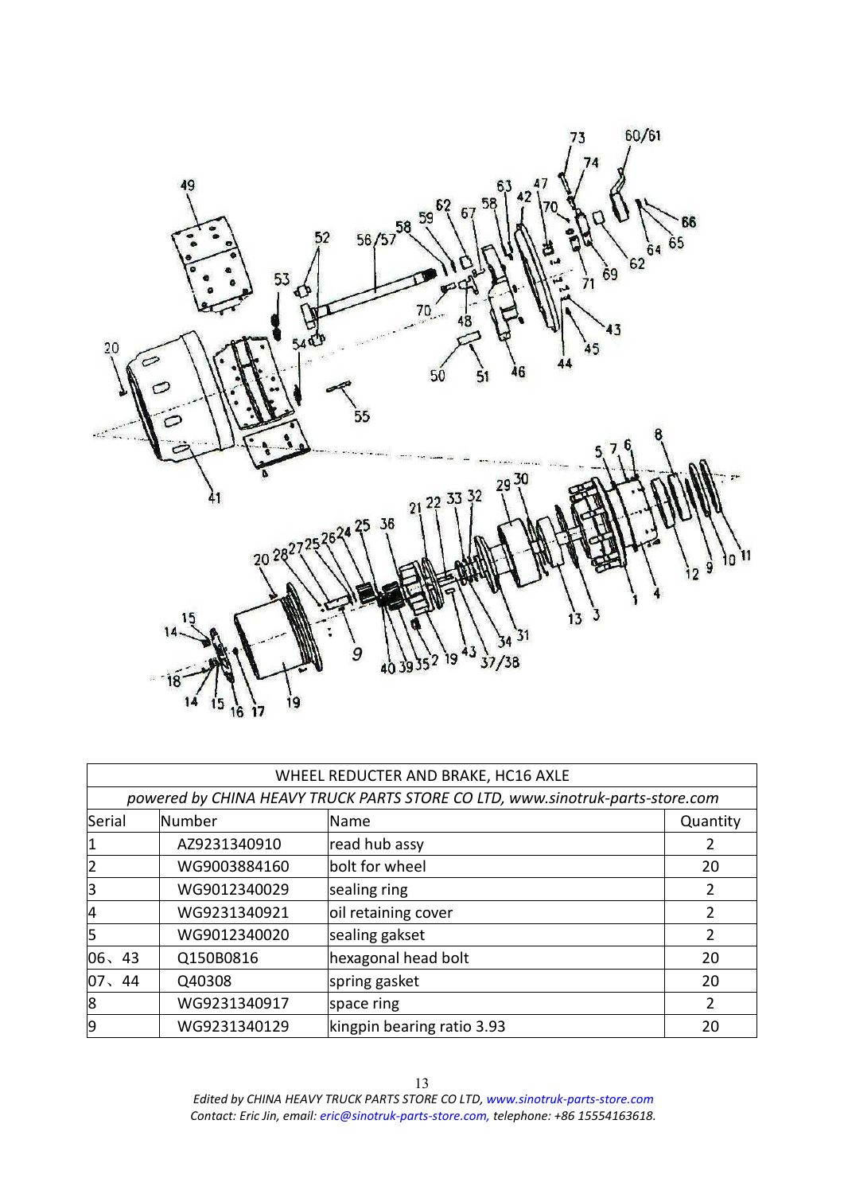| WHEEL REDUCTER AND BRAKE, HC16 AXLE | | | |
|---|---|---|---|
| *powered by CHINA HEAVY TRUCK PARTS STORE CO LTD, www.sinotruk-parts-store.com* | | | |
| Serial | Number | Name | Quantity |
| 1 | AZ9231340910 | read hub assy | 2 |
| 2 | WG9003884160 | bolt for wheel | 20 |
| 3 | WG9012340029 | sealing ring | 2 |
| 4 | WG9231340921 | oil retaining cover | 2 |
| 5 | WG9012340020 | sealing gakset | 2 |
| 06、43 | Q150B0816 | hexagonal head bolt | 20 |
| 07、44 | Q40308 | spring gasket | 20 |
| 8 | WG9231340917 | space ring | 2 |
| 9 | WG9231340129 | kingpin bearing ratio 3.93 | 20 |

*Edited by CHINA HEAVY TRUCK PARTS STORE CO LTD, www.sinotruk-parts-store.com*
*Contact: Eric Jin, email: eric@sinotruk-parts-store.com, telephone: +86 15554163618.*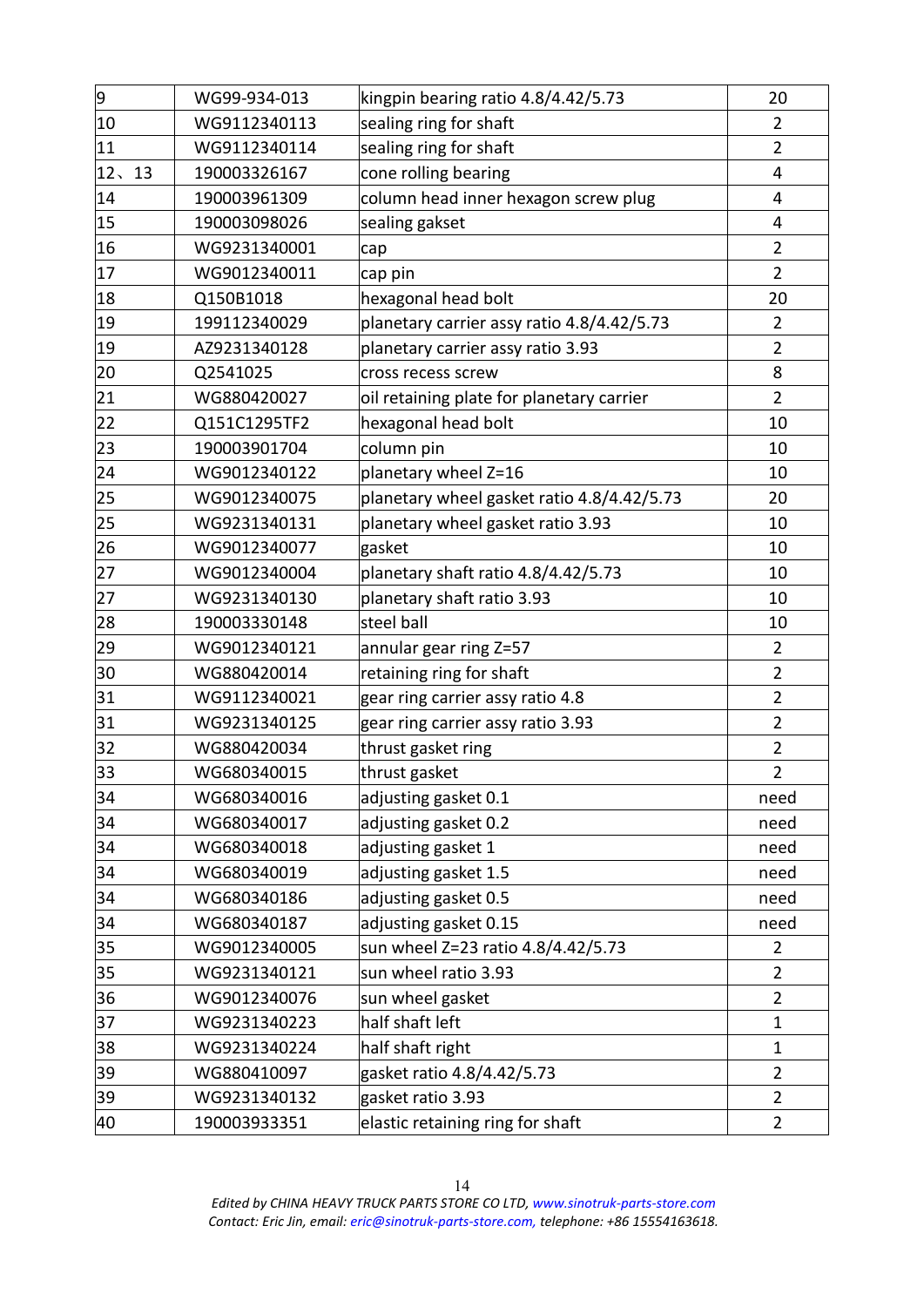| 9 | WG99-934-013 | kingpin bearing ratio 4.8/4.42/5.73 | 20 |
|---|---|---|---|
| 10 | WG9112340113 | sealing ring for shaft | 2 |
| 11 | WG9112340114 | sealing ring for shaft | 2 |
| 12、13 | 190003326167 | cone rolling bearing | 4 |
| 14 | 190003961309 | column head inner hexagon screw plug | 4 |
| 15 | 190003098026 | sealing gakset | 4 |
| 16 | WG9231340001 | cap | 2 |
| 17 | WG9012340011 | cap pin | 2 |
| 18 | Q150B1018 | hexagonal head bolt | 20 |
| 19 | 199112340029 | planetary carrier assy ratio 4.8/4.42/5.73 | 2 |
| 19 | AZ9231340128 | planetary carrier assy ratio 3.93 | 2 |
| 20 | Q2541025 | cross recess screw | 8 |
| 21 | WG880420027 | oil retaining plate for planetary carrier | 2 |
| 22 | Q151C1295TF2 | hexagonal head bolt | 10 |
| 23 | 190003901704 | column pin | 10 |
| 24 | WG9012340122 | planetary wheel Z=16 | 10 |
| 25 | WG9012340075 | planetary wheel gasket ratio 4.8/4.42/5.73 | 20 |
| 25 | WG9231340131 | planetary wheel gasket ratio 3.93 | 10 |
| 26 | WG9012340077 | gasket | 10 |
| 27 | WG9012340004 | planetary shaft ratio 4.8/4.42/5.73 | 10 |
| 27 | WG9231340130 | planetary shaft ratio 3.93 | 10 |
| 28 | 190003330148 | steel ball | 10 |
| 29 | WG9012340121 | annular gear ring Z=57 | 2 |
| 30 | WG880420014 | retaining ring for shaft | 2 |
| 31 | WG9112340021 | gear ring carrier assy ratio 4.8 | 2 |
| 31 | WG9231340125 | gear ring carrier assy ratio 3.93 | 2 |
| 32 | WG880420034 | thrust gasket ring | 2 |
| 33 | WG680340015 | thrust gasket | 2 |
| 34 | WG680340016 | adjusting gasket 0.1 | need |
| 34 | WG680340017 | adjusting gasket 0.2 | need |
| 34 | WG680340018 | adjusting gasket 1 | need |
| 34 | WG680340019 | adjusting gasket 1.5 | need |
| 34 | WG680340186 | adjusting gasket 0.5 | need |
| 34 | WG680340187 | adjusting gasket 0.15 | need |
| 35 | WG9012340005 | sun wheel Z=23 ratio 4.8/4.42/5.73 | 2 |
| 35 | WG9231340121 | sun wheel ratio 3.93 | 2 |
| 36 | WG9012340076 | sun wheel gasket | 2 |
| 37 | WG9231340223 | half shaft left | 1 |
| 38 | WG9231340224 | half shaft right | 1 |
| 39 | WG880410097 | gasket ratio 4.8/4.42/5.73 | 2 |
| 39 | WG9231340132 | gasket ratio 3.93 | 2 |
| 40 | 190003933351 | elastic retaining ring for shaft | 2 |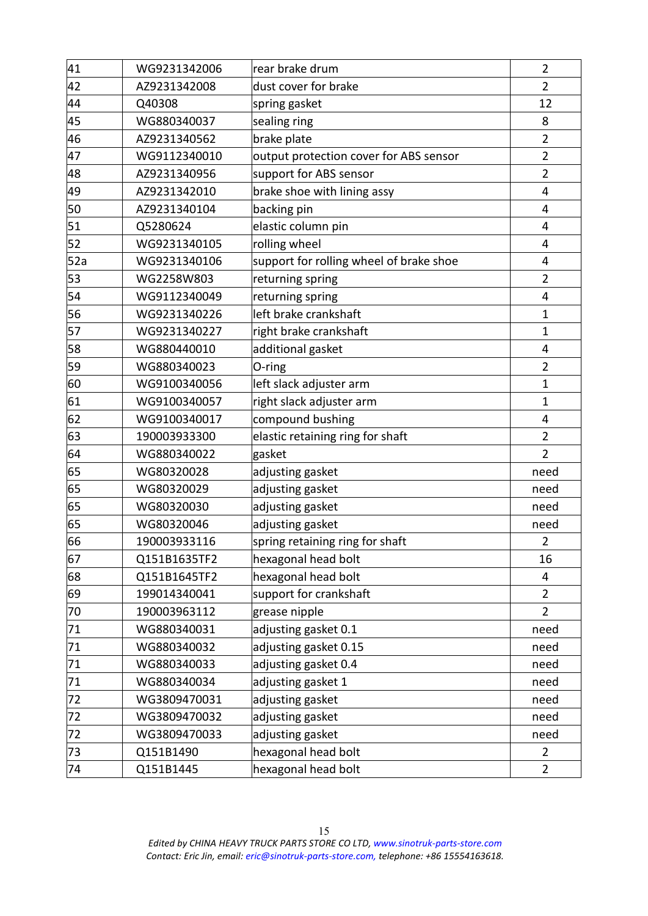| | | | |
|---|---|---|---|
| 41 | WG9231342006 | rear brake drum | 2 |
| 42 | AZ9231342008 | dust cover for brake | 2 |
| 44 | Q40308 | spring gasket | 12 |
| 45 | WG880340037 | sealing ring | 8 |
| 46 | AZ9231340562 | brake plate | 2 |
| 47 | WG9112340010 | output protection cover for ABS sensor | 2 |
| 48 | AZ9231340956 | support for ABS sensor | 2 |
| 49 | AZ9231342010 | brake shoe with lining assy | 4 |
| 50 | AZ9231340104 | backing pin | 4 |
| 51 | Q5280624 | elastic column pin | 4 |
| 52 | WG9231340105 | rolling wheel | 4 |
| 52a | WG9231340106 | support for rolling wheel of brake shoe | 4 |
| 53 | WG2258W803 | returning spring | 2 |
| 54 | WG9112340049 | returning spring | 4 |
| 56 | WG9231340226 | left brake crankshaft | 1 |
| 57 | WG9231340227 | right brake crankshaft | 1 |
| 58 | WG880440010 | additional gasket | 4 |
| 59 | WG880340023 | O-ring | 2 |
| 60 | WG9100340056 | left slack adjuster arm | 1 |
| 61 | WG9100340057 | right slack adjuster arm | 1 |
| 62 | WG9100340017 | compound bushing | 4 |
| 63 | 190003933300 | elastic retaining ring for shaft | 2 |
| 64 | WG880340022 | gasket | 2 |
| 65 | WG80320028 | adjusting gasket | need |
| 65 | WG80320029 | adjusting gasket | need |
| 65 | WG80320030 | adjusting gasket | need |
| 65 | WG80320046 | adjusting gasket | need |
| 66 | 190003933116 | spring retaining ring for shaft | 2 |
| 67 | Q151B1635TF2 | hexagonal head bolt | 16 |
| 68 | Q151B1645TF2 | hexagonal head bolt | 4 |
| 69 | 199014340041 | support for crankshaft | 2 |
| 70 | 190003963112 | grease nipple | 2 |
| 71 | WG880340031 | adjusting gasket 0.1 | need |
| 71 | WG880340032 | adjusting gasket 0.15 | need |
| 71 | WG880340033 | adjusting gasket 0.4 | need |
| 71 | WG880340034 | adjusting gasket 1 | need |
| 72 | WG3809470031 | adjusting gasket | need |
| 72 | WG3809470032 | adjusting gasket | need |
| 72 | WG3809470033 | adjusting gasket | need |
| 73 | Q151B1490 | hexagonal head bolt | 2 |
| 74 | Q151B1445 | hexagonal head bolt | 2 |